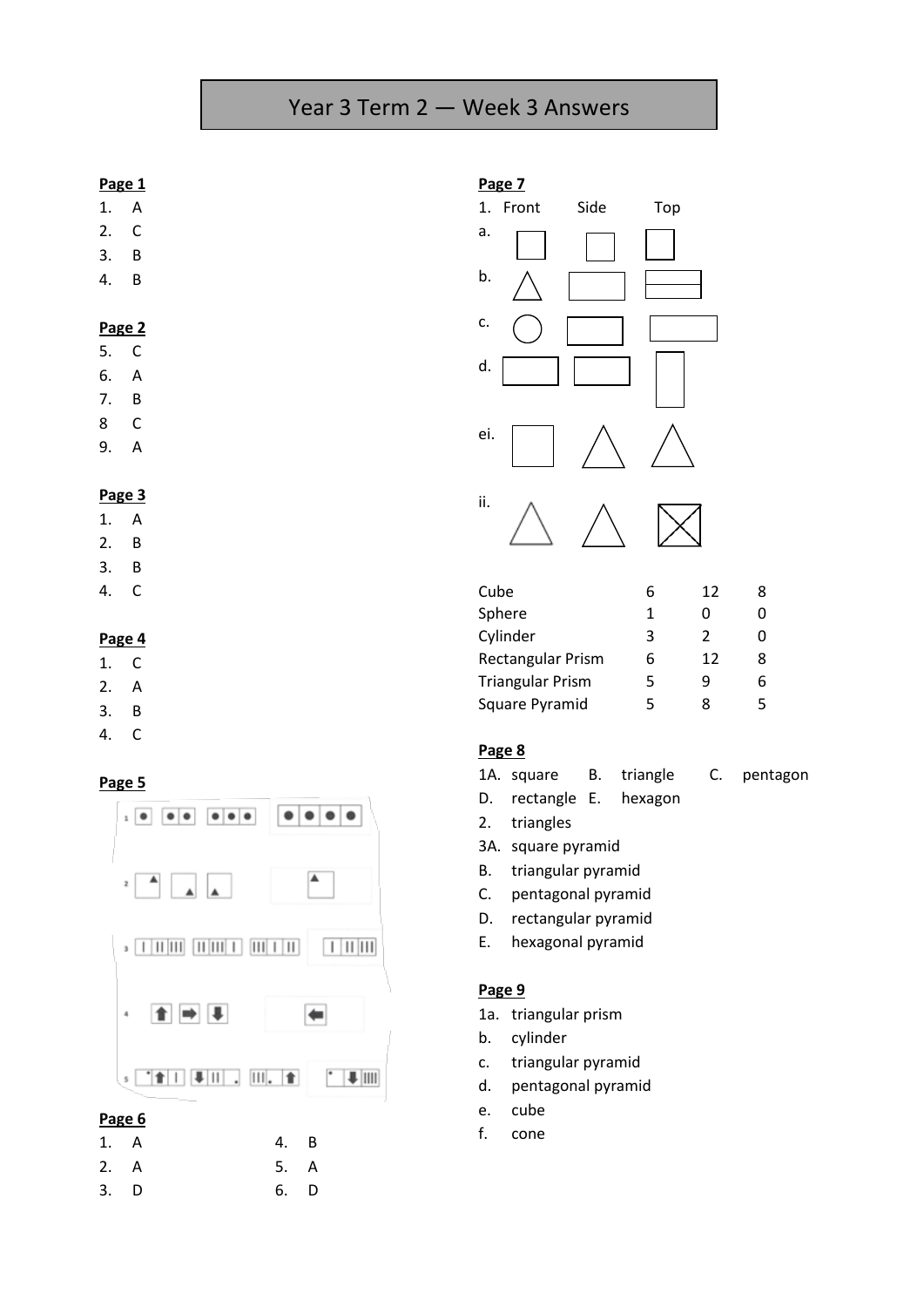# Year 3 Term 2 — Week 3 Answers

**Page 1**

1. A
2. C
3. B
4. B

**Page 2**

5. C
6. A
7. B
8. C
9. A

**Page 3**

1. A
2. B
3. B
4. C

**Page 4**

1. C
2. A
3. B
4. C

**Page 5**

**Page 6**

1. A
2. A
3. D
4. B
5. A
6. D

**Page 7**

1. Front Side Top

a.

b.

c.

d.

ei.

ii.

| | | | |
|---|---|---|---|
| Cube | 6 | 12 | 8 |
| Sphere | 1 | 0 | 0 |
| Cylinder | 3 | 2 | 0 |
| Rectangular Prism | 6 | 12 | 8 |
| Triangular Prism | 5 | 9 | 6 |
| Square Pyramid | 5 | 8 | 5 |

**Page 8**

1A. square B. triangle C. pentagon
D. rectangle E. hexagon

2. triangles

3A. square pyramid
B. triangular pyramid
C. pentagonal pyramid
D. rectangular pyramid
E. hexagonal pyramid

**Page 9**

1a. triangular prism
b. cylinder
c. triangular pyramid
d. pentagonal pyramid
e. cube
f. cone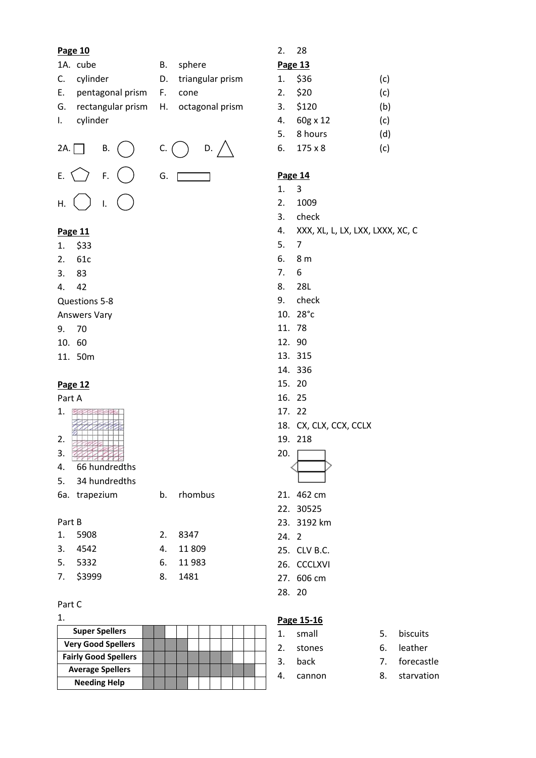**Page 10**

1A. cube
B. sphere
C. cylinder
D. triangular prism
E. pentagonal prism
F. cone
G. rectangular prism
H. octagonal prism
I. cylinder

2A. □ B. ○ C. ○ D. △

E. ⬠ F. ○ G. ▭

H. ⯃ I. ○

**Page 11**

1. $33
2. 61c
3. 83
4. 42

Questions 5-8
Answers Vary

9. 70
10. 60
11. 50m

**Page 12**

Part A

1.
2.
3.
4. 66 hundredths
5. 34 hundredths

6a. trapezium
b. rhombus

Part B

1. 5908
2. 8347
3. 4542
4. 11 809
5. 5332
6. 11 983
7. $3999
8. 1481

Part C

1.

| Super Spellers | ■ | ■ | | | | | | | | | |
|---|---|---|---|---|---|---|---|---|---|---|---|
| Very Good Spellers | ■ | ■ | ■ | ■ | | | | | | | |
| Fairly Good Spellers | ■ | ■ | ■ | ■ | ■ | ■ | ■ | ■ | | | |
| Average Spellers | ■ | ■ | ■ | ■ | ■ | ■ | ■ | ■ | ■ | ■ | |
| Needing Help | ■ | ■ | ■ | ■ | | | | | | | |

2. 28

**Page 13**

1. $36 (c)
2. $20 (c)
3. $120 (b)
4. 60g x 12 (c)
5. 8 hours (d)
6. 175 x 8 (c)

**Page 14**

1. 3
2. 1009
3. check
4. XXX, XL, L, LX, LXX, LXXX, XC, C
5. 7
6. 8 m
7. 6
8. 28L
9. check
10. 28°c
11. 78
12. 90
13. 315
14. 336
15. 20
16. 25
17. 22
18. CX, CLX, CCX, CCLX
19. 218
20.
21. 462 cm
22. 30525
23. 3192 km
24. 2
25. CLV B.C.
26. CCCLXVI
27. 606 cm
28. 20

**Page 15-16**

1. small
2. stones
3. back
4. cannon
5. biscuits
6. leather
7. forecastle
8. starvation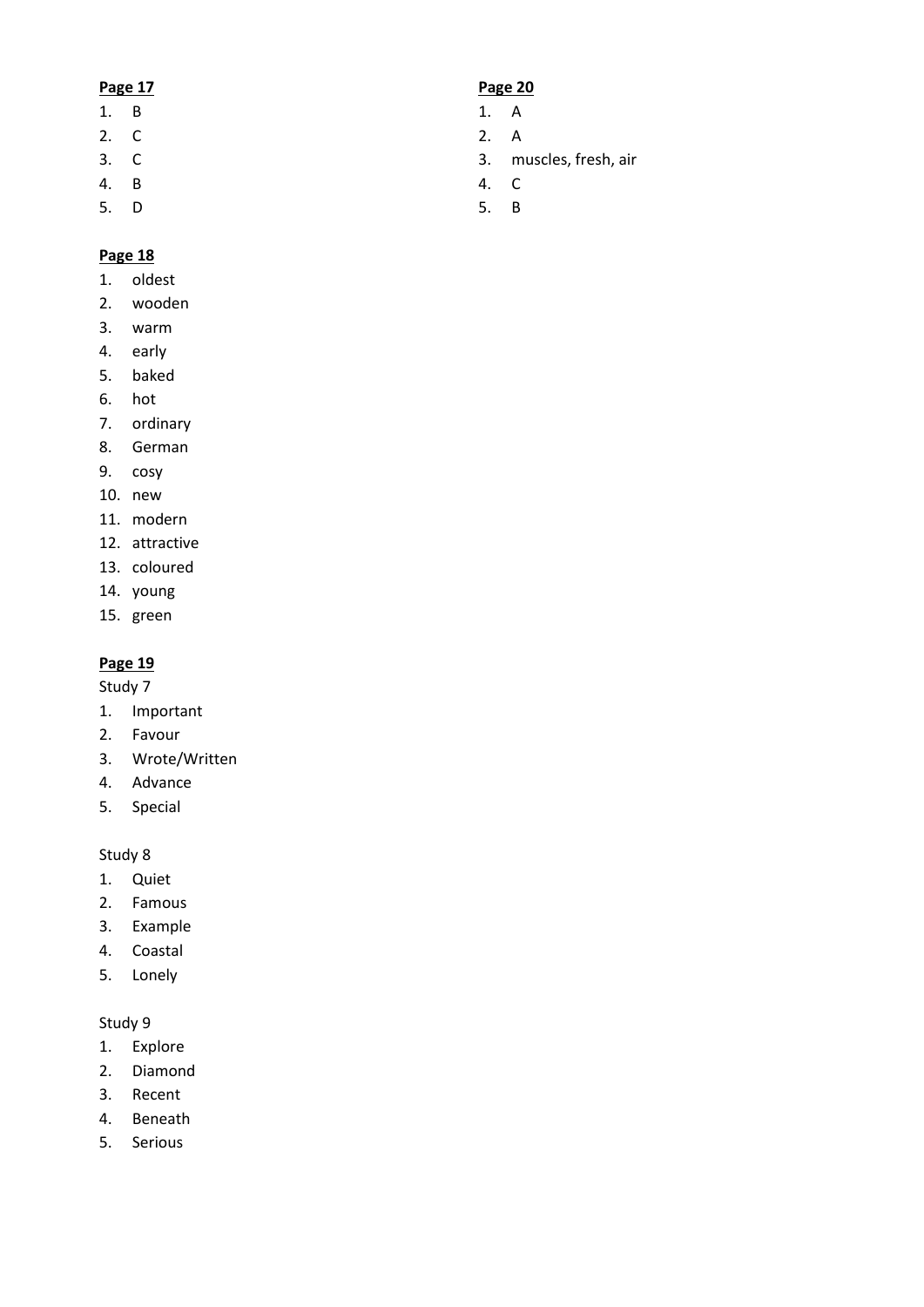**Page 17**

1. B
2. C
3. C
4. B
5. D

**Page 18**

1. oldest
2. wooden
3. warm
4. early
5. baked
6. hot
7. ordinary
8. German
9. cosy
10. new
11. modern
12. attractive
13. coloured
14. young
15. green

**Page 19**

Study 7

1. Important
2. Favour
3. Wrote/Written
4. Advance
5. Special

Study 8

1. Quiet
2. Famous
3. Example
4. Coastal
5. Lonely

Study 9

1. Explore
2. Diamond
3. Recent
4. Beneath
5. Serious

**Page 20**

1. A
2. A
3. muscles, fresh, air
4. C
5. B